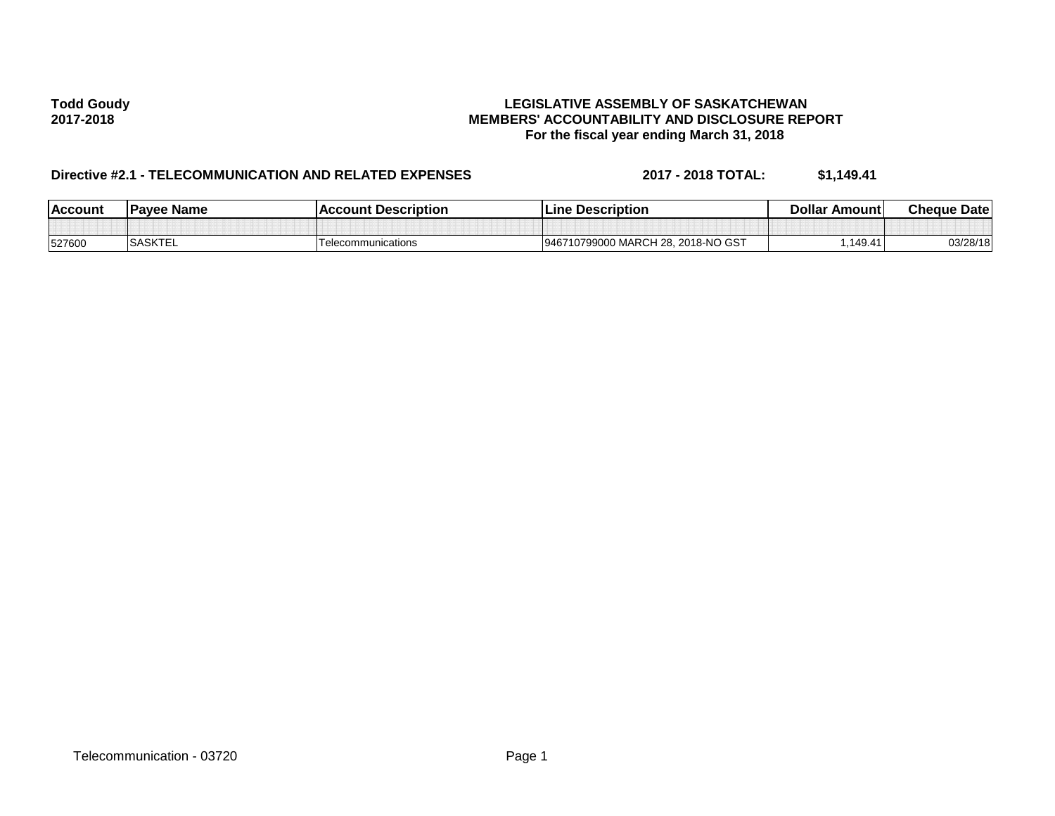**Todd Goudy**
**2017-2018**

**LEGISLATIVE ASSEMBLY OF SASKATCHEWAN**
**MEMBERS' ACCOUNTABILITY AND DISCLOSURE REPORT**
**For the fiscal year ending March 31, 2018**

**Directive #2.1 - TELECOMMUNICATION AND RELATED EXPENSES** **2017 - 2018 TOTAL:** **$1,149.41**

| Account | Payee Name | Account Description | Line Description | Dollar Amount | Cheque Date |
|---|---|---|---|---|---|
| | | | | | |
| 527600 | SASKTEL | Telecommunications | 946710799000 MARCH 28, 2018-NO GST | 1,149.41 | 03/28/18 |

Telecommunication - 03720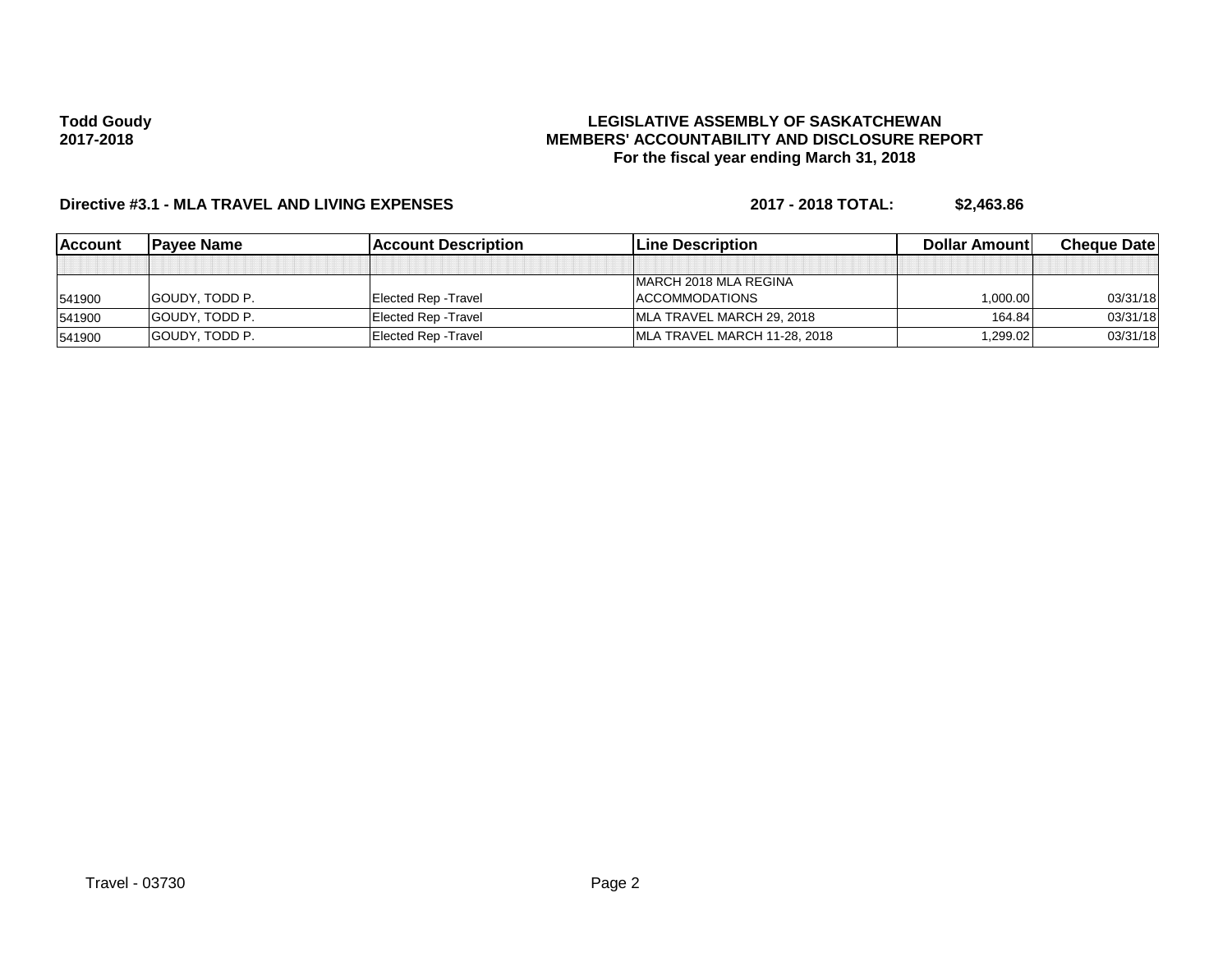**Todd Goudy**
**2017-2018**

**LEGISLATIVE ASSEMBLY OF SASKATCHEWAN**
**MEMBERS' ACCOUNTABILITY AND DISCLOSURE REPORT**
**For the fiscal year ending March 31, 2018**

**Directive #3.1 - MLA TRAVEL AND LIVING EXPENSES** **2017 - 2018 TOTAL: $2,463.86**

| Account | Payee Name | Account Description | Line Description | Dollar Amount | Cheque Date |
|---|---|---|---|---|---|
| | | | | | |
| 541900 | GOUDY, TODD P. | Elected Rep -Travel | MARCH 2018 MLA REGINA ACCOMMODATIONS | 1,000.00 | 03/31/18 |
| 541900 | GOUDY, TODD P. | Elected Rep -Travel | MLA TRAVEL MARCH 29, 2018 | 164.84 | 03/31/18 |
| 541900 | GOUDY, TODD P. | Elected Rep -Travel | MLA TRAVEL MARCH 11-28, 2018 | 1,299.02 | 03/31/18 |

Travel - 03730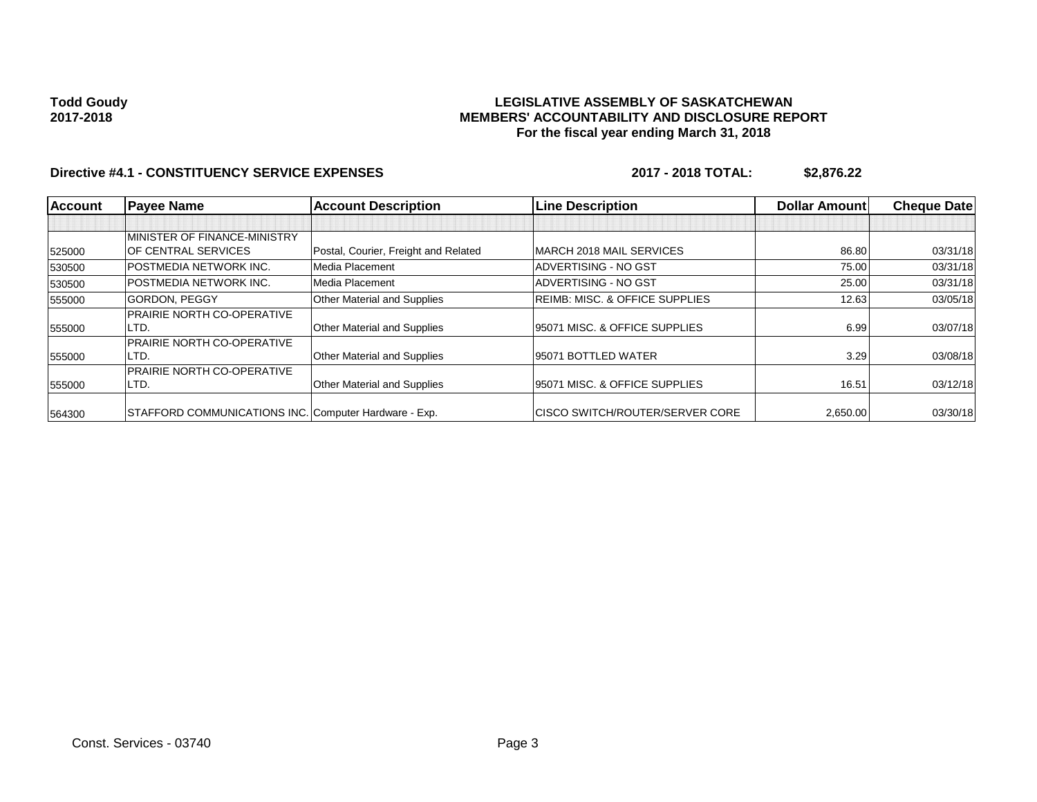**Todd Goudy**
**2017-2018**

**LEGISLATIVE ASSEMBLY OF SASKATCHEWAN**
**MEMBERS' ACCOUNTABILITY AND DISCLOSURE REPORT**
**For the fiscal year ending March 31, 2018**

**Directive #4.1 - CONSTITUENCY SERVICE EXPENSES** **2017 - 2018 TOTAL: $2,876.22**

| Account | Payee Name | Account Description | Line Description | Dollar Amount | Cheque Date |
|---|---|---|---|---|---|
| | | | | | |
| 525000 | MINISTER OF FINANCE-MINISTRY OF CENTRAL SERVICES | Postal, Courier, Freight and Related | MARCH 2018 MAIL SERVICES | 86.80 | 03/31/18 |
| 530500 | POSTMEDIA NETWORK INC. | Media Placement | ADVERTISING - NO GST | 75.00 | 03/31/18 |
| 530500 | POSTMEDIA NETWORK INC. | Media Placement | ADVERTISING - NO GST | 25.00 | 03/31/18 |
| 555000 | GORDON, PEGGY | Other Material and Supplies | REIMB: MISC. & OFFICE SUPPLIES | 12.63 | 03/05/18 |
| 555000 | PRAIRIE NORTH CO-OPERATIVE LTD. | Other Material and Supplies | 95071 MISC. & OFFICE SUPPLIES | 6.99 | 03/07/18 |
| 555000 | PRAIRIE NORTH CO-OPERATIVE LTD. | Other Material and Supplies | 95071 BOTTLED WATER | 3.29 | 03/08/18 |
| 555000 | PRAIRIE NORTH CO-OPERATIVE LTD. | Other Material and Supplies | 95071 MISC. & OFFICE SUPPLIES | 16.51 | 03/12/18 |
| 564300 | STAFFORD COMMUNICATIONS INC. | Computer Hardware - Exp. | CISCO SWITCH/ROUTER/SERVER CORE | 2,650.00 | 03/30/18 |

Const. Services - 03740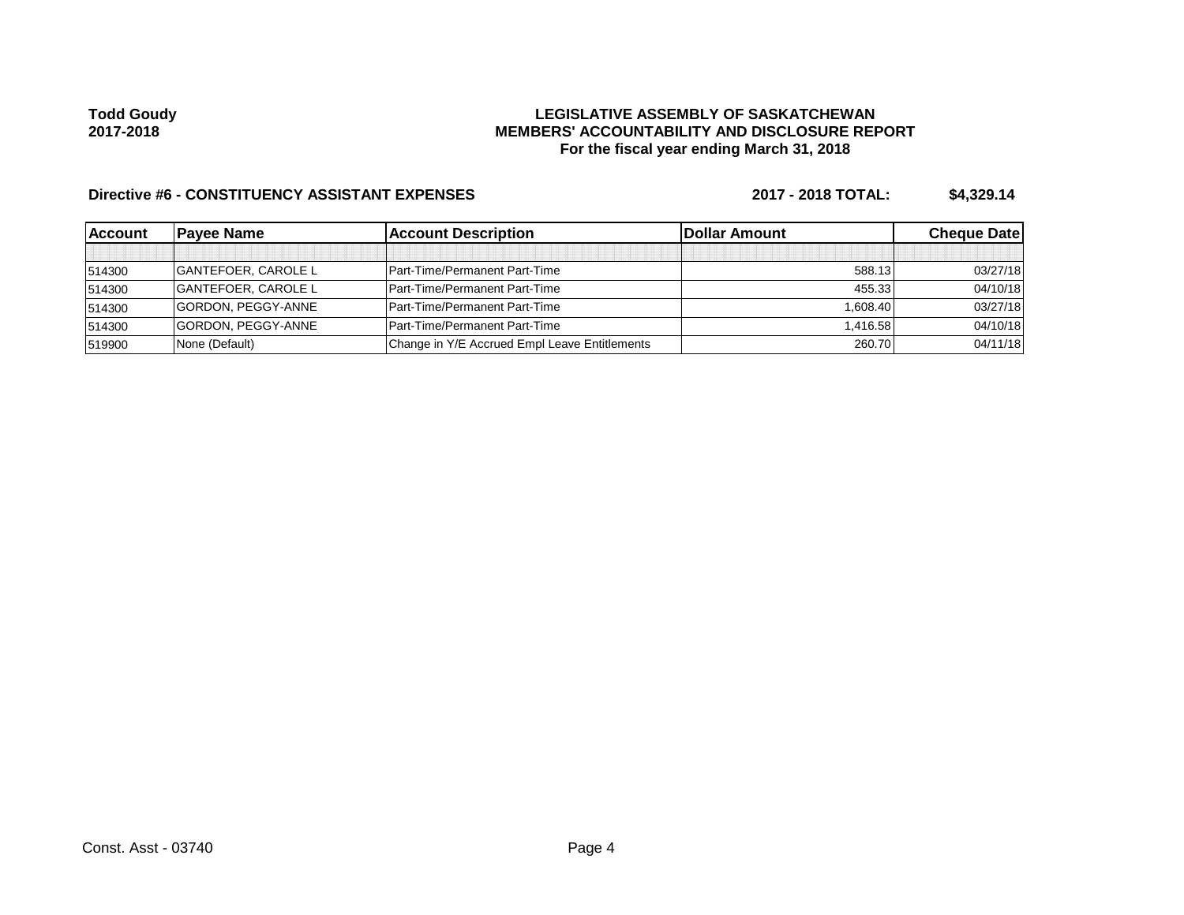**Todd Goudy**
**2017-2018**

**LEGISLATIVE ASSEMBLY OF SASKATCHEWAN**
**MEMBERS' ACCOUNTABILITY AND DISCLOSURE REPORT**
**For the fiscal year ending March 31, 2018**

**Directive #6 - CONSTITUENCY ASSISTANT EXPENSES** **2017 - 2018 TOTAL: $4,329.14**

| Account | Payee Name | Account Description | Dollar Amount | Cheque Date |
|---|---|---|---|---|
| | | | | |
| 514300 | GANTEFOER, CAROLE L | Part-Time/Permanent Part-Time | 588.13 | 03/27/18 |
| 514300 | GANTEFOER, CAROLE L | Part-Time/Permanent Part-Time | 455.33 | 04/10/18 |
| 514300 | GORDON, PEGGY-ANNE | Part-Time/Permanent Part-Time | 1,608.40 | 03/27/18 |
| 514300 | GORDON, PEGGY-ANNE | Part-Time/Permanent Part-Time | 1,416.58 | 04/10/18 |
| 519900 | None (Default) | Change in Y/E Accrued Empl Leave Entitlements | 260.70 | 04/11/18 |

Const. Asst - 03740